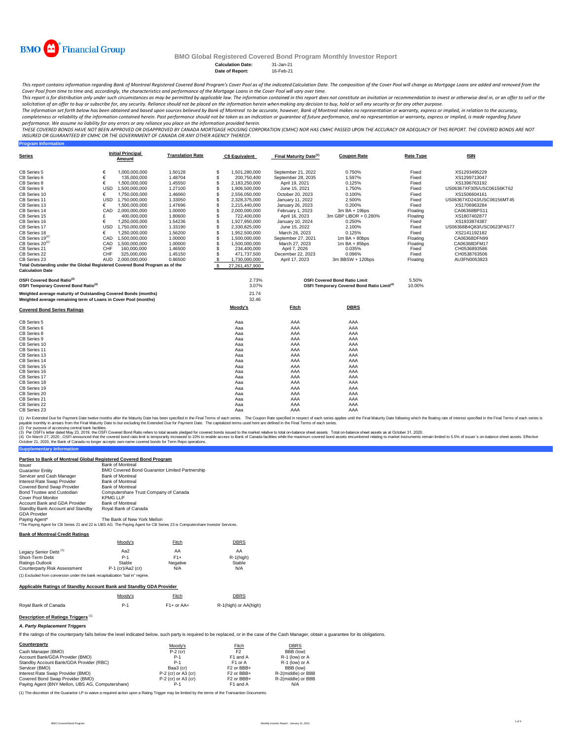BMO Financial Group

# BMO Global Registered Covered Bond Program Monthly Investor Report

**Calculation Date:** 31-Jan-21
**Date of Report:** 16-Feb-21

*This report contains information regarding Bank of Montreal Registered Covered Bond Program's Cover Pool as of the indicated Calculation Date. The composition of the Cover Pool will change as Mortgage Loans are added and removed from the Cover Pool from time to time and, accordingly, the characteristics and performance of the Mortgage Loans in the Cover Pool will vary over time.*

*This report is for distribution only under such circumstances as may be permitted by applicable law. The information contained in this report does not constitute an invitation or recommendation to invest or otherwise deal in, or an offer to sell or the solicitation of an offer to buy or subscribe for, any security. Reliance should not be placed on the information herein when making any decision to buy, hold or sell any security or for any other purpose.*

*The information set forth below has been obtained and based upon sources believed by Bank of Montreal to be accurate, however, Bank of Montreal makes no representation or warranty, express or implied, in relation to the accuracy, completeness or reliability of the information contained herein. Past performance should not be taken as an indication or guarantee of future performance, and no representation or warranty, express or implied, is made regarding future performance. We assume no liability for any errors or any reliance you place on the information provided herein.*

*THESE COVERED BONDS HAVE NOT BEEN APPROVED OR DISAPPROVED BY CANADA MORTGAGE HOUSING CORPORATION (CMHC) NOR HAS CMHC PASSED UPON THE ACCURACY OR ADEQUACY OF THIS REPORT. THE COVERED BONDS ARE NOT INSURED OR GUARANTEED BY CMHC OR THE GOVERNMENT OF CANADA OR ANY OTHER AGENCY THEREOF.*

## Program Information

| Series | | Initial Principal Amount | Translation Rate | | C$ Equivalent | Final Maturity Date[1] | Coupon Rate | Rate Type | ISIN |
|---|---|---|---|---|---|---|---|---|---|
| CB Series 5 | € | 1,000,000,000 | 1.50128 | $ | 1,501,280,000 | September 21, 2022 | 0.750% | Fixed | XS1293495229 |
| CB Series 6 | € | 135,000,000 | 1.48704 | $ | 200,750,400 | September 28, 2035 | 1.597% | Fixed | XS1299713047 |
| CB Series 8 | € | 1,500,000,000 | 1.45550 | $ | 2,183,250,000 | April 19, 2021 | 0.125% | Fixed | XS1396763192 |
| CB Series 9 | USD | 1,500,000,000 | 1.27100 | $ | 1,906,500,000 | June 15, 2021 | 1.750% | Fixed | US06367XF305/USC06156KT62 |
| CB Series 10 | € | 1,750,000,000 | 1.46060 | $ | 2,556,050,000 | October 20, 2023 | 0.100% | Fixed | XS1506604161 |
| CB Series 11 | USD | 1,750,000,000 | 1.33050 | $ | 2,328,375,000 | January 11, 2022 | 2.500% | Fixed | US06367XD243/USC06156MT45 |
| CB Series 13 | € | 1,500,000,000 | 1.47696 | $ | 2,215,440,000 | January 26, 2023 | 0.200% | Fixed | XS1706963284 |
| CB Series 14 | CAD | 2,000,000,000 | 1.00000 | $ | 2,000,000,000 | February 1, 2023 | 3m BA + 19bps | Floating | CA06368BPS11 |
| CB Series 15 | £ | 400,000,000 | 1.80600 | $ | 722,400,000 | April 16, 2023 | 3m GBP LIBOR + 0.280% | Floating | XS1807402877 |
| CB Series 16 | € | 1,250,000,000 | 1.54236 | $ | 1,927,950,000 | January 10, 2024 | 0.250% | Fixed | XS1933874387 |
| CB Series 17 | USD | 1,750,000,000 | 1.33190 | $ | 2,330,825,000 | June 15, 2022 | 2.100% | Fixed | US06368B4Q83/USC0623PAS77 |
| CB Series 18 | € | 1,250,000,000 | 1.56200 | $ | 1,952,500,000 | March 26, 2023 | 0.125% | Fixed | XS2141192182 |
| CB Series 19[2] | CAD | 1,500,000,000 | 1.00000 | $ | 1,500,000,000 | September 27, 2021 | 1m BA + 80bps | Floating | CA06368DFN99 |
| CB Series 20[2] | CAD | 1,500,000,000 | 1.00000 | $ | 1,500,000,000 | March 27, 2023 | 1m BA + 85bps | Floating | CA06368DFM17 |
| CB Series 21 | CHF | 160,000,000 | 1.46500 | $ | 234,400,000 | April 7, 2026 | 0.035% | Fixed | CH0536893586 |
| CB Series 22 | CHF | 325,000,000 | 1.45150 | $ | 471,737,500 | December 22, 2023 | 0.096% | Fixed | CH0538763506 |
| CB Series 23 | AUD | 2,000,000,000 | 0.86500 | $ | 1,730,000,000 | April 17, 2023 | 3m BBSW + 120bps | Floating | AU3FN0053823 |
| **Total Outstanding under the Global Registered Covered Bond Program as of the Calculation Date** | | | | $ | 27,261,457,900 | | | | |

| | | | |
|---|---|---|---|
| **OSFI Covered Bond Ratio[3]** | 2.73% | **OSFI Covered Bond Ratio Limit** | 5.50% |
| **OSFI Temporary Covered Bond Ratio[4]** | 3.07% | **OSFI Temporary Covered Bond Ratio Limit[4]** | 10.00% |

| | |
|---|---|
| **Weighted average maturity of Outstanding Covered Bonds (months)** | 21.74 |
| **Weighted average remaining term of Loans in Cover Pool (months)** | 32.46 |

| Covered Bond Series Ratings | Moody's | Fitch | DBRS |
|---|---|---|---|
| CB Series 5 | Aaa | AAA | AAA |
| CB Series 6 | Aaa | AAA | AAA |
| CB Series 8 | Aaa | AAA | AAA |
| CB Series 9 | Aaa | AAA | AAA |
| CB Series 10 | Aaa | AAA | AAA |
| CB Series 11 | Aaa | AAA | AAA |
| CB Series 13 | Aaa | AAA | AAA |
| CB Series 14 | Aaa | AAA | AAA |
| CB Series 15 | Aaa | AAA | AAA |
| CB Series 16 | Aaa | AAA | AAA |
| CB Series 17 | Aaa | AAA | AAA |
| CB Series 18 | Aaa | AAA | AAA |
| CB Series 19 | Aaa | AAA | AAA |
| CB Series 20 | Aaa | AAA | AAA |
| CB Series 21 | Aaa | AAA | AAA |
| CB Series 22 | Aaa | AAA | AAA |
| CB Series 23 | Aaa | AAA | AAA |

(1) An Extended Due for Payment Date twelve months after the Maturity Date has been specified in the Final Terms of each series. The Coupon Rate specified in respect of each series applies until the Final Maturity Date following which the floating rate of interest specified in the Final Terms of each series is payable monthly in arrears from the Final Maturity Date to but excluding the Extended Due for Payment Date. The capitalized terms used here are defined in the Final Terms of each series.
(2) For purpose of accessing central bank facilities.
(3) Per OSFI's letter dated May 23, 2019, the OSFI Covered Bond Ratio refers to total assets pledged for covered bonds issued to the market relative to total on-balance sheet assets. Total on-balance sheet assets as at October 31, 2020.
(4) On March 27, 2020 , OSFI announced that the covered bond ratio limit is temporarily increased to 10% to enable access to Bank of Canada facilities while the maximum covered bond assets encumbered relating to market instruments remain limited to 5.5% of issuer's on-balance sheet assets. Effective October 21, 2020, the Bank of Canada no longer accepts own-name covered bonds for Term Repo operations.

## Supplementary Information

### Parties to Bank of Montreal Global Registered Covered Bond Program

| | |
|---|---|
| Issuer | Bank of Montreal |
| Guarantor Entity | BMO Covered Bond Guarantor Limited Partnership |
| Servicer and Cash Manager | Bank of Montreal |
| Interest Rate Swap Provider | Bank of Montreal |
| Covered Bond Swap Provider | Bank of Montreal |
| Bond Trustee and Custodian | Computershare Trust Company of Canada |
| Cover Pool Monitor | KPMG LLP |
| Account Bank and GDA Provider | Bank of Montreal |
| Standby Bank Account and Standby GDA Provider | Royal Bank of Canada |
| Paying Agent* | The Bank of New York Mellon |

*The Paying Agent for CB Series 21 and 22 is UBS AG. The Paying Agent for CB Series 23 is Computershare Investor Services.

### Bank of Montreal Credit Ratings

| | Moody's | Fitch | DBRS |
|---|---|---|---|
| Legacy Senior Debt [1] | Aa2 | AA | AA |
| Short-Term Debt | P-1 | F1+ | R-1(high) |
| Ratings Outlook | Stable | Negative | Stable |
| Counterparty Risk Assessment | P-1 (cr)/Aa2 (cr) | N/A | N/A |

(1) Excluded from conversion under the bank recapitalization "bail in" regime.

### Applicable Ratings of Standby Account Bank and Standby GDA Provider

| | Moody's | Fitch | DBRS |
|---|---|---|---|
| Royal Bank of Canada | P-1 | F1+ or AA+ | R-1(high) or AA(high) |

### Description of Ratings Triggers [1]

***A. Party Replacement Triggers***

If the ratings of the counterparty falls below the level indicated below, such party is required to be replaced, or in the case of the Cash Manager, obtain a guarantee for its obligations.

| Counterparty | Moody's | Fitch | DBRS |
|---|---|---|---|
| Cash Manager (BMO) | P-2 (cr) | F2 | BBB (low) |
| Account Bank/GDA Provider (BMO) | P-1 | F1 and A | R-1 (low) or A |
| Standby Account Bank/GDA Provider (RBC) | P-1 | F1 or A | R-1 (low) or A |
| Servicer (BMO) | Baa3 (cr) | F2 or BBB+ | BBB (low) |
| Interest Rate Swap Provider (BMO) | P-2 (cr) or A3 (cr) | F2 or BBB+ | R-2(middle) or BBB |
| Covered Bond Swap Provider (BMO) | P-2 (cr) or A3 (cr) | F2 or BBB+ | R-2(middle) or BBB |
| Paying Agent (BNY Mellon, UBS AG, Computershare) | P-1 | F1 and A | N/A |

(1) The discretion of the Guarantor LP to waive a required action upon a Rating Trigger may be limited by the terms of the Transaction Documents.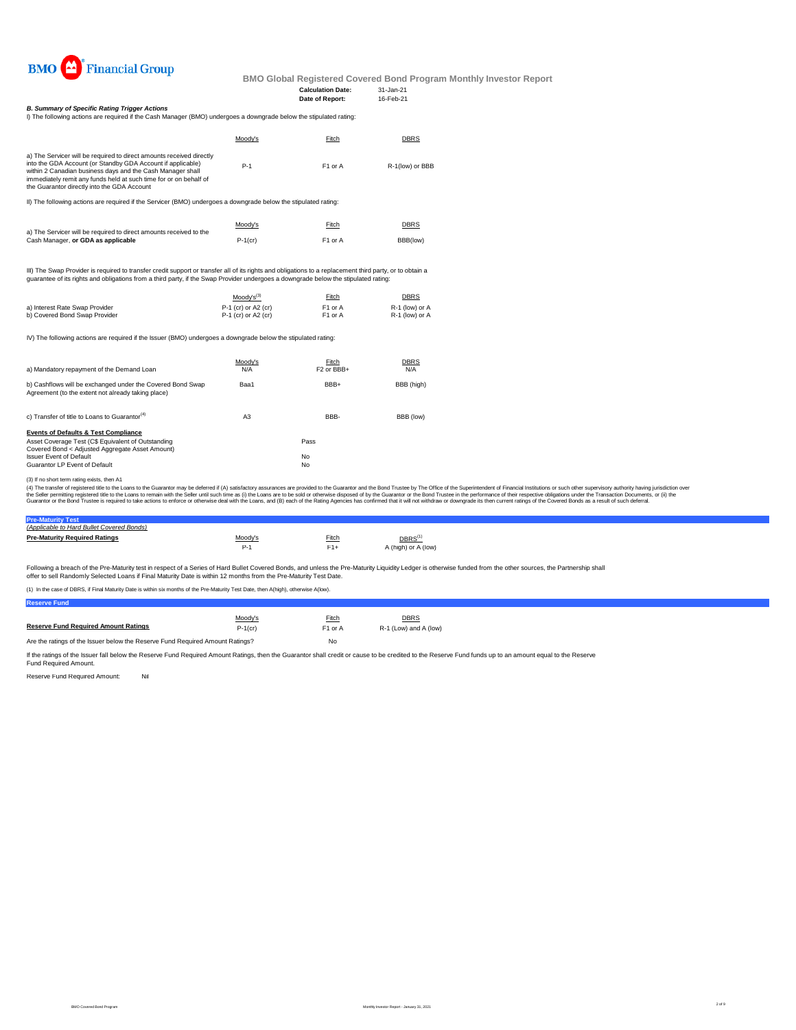BMO Financial Group

**BMO Global Registered Covered Bond Program Monthly Investor Report**

**Calculation Date:** 31-Jan-21
**Date of Report:** 16-Feb-21

***B. Summary of Specific Rating Trigger Actions***

I) The following actions are required if the Cash Manager (BMO) undergoes a downgrade below the stipulated rating:

| | Moody's | Fitch | DBRS |
|---|---|---|---|
| a) The Servicer will be required to direct amounts received directly into the GDA Account (or Standby GDA Account if applicable) within 2 Canadian business days and the Cash Manager shall immediately remit any funds held at such time for or on behalf of the Guarantor directly into the GDA Account | P-1 | F1 or A | R-1(low) or BBB |

II) The following actions are required if the Servicer (BMO) undergoes a downgrade below the stipulated rating:

| | Moody's | Fitch | DBRS |
|---|---|---|---|
| a) The Servicer will be required to direct amounts received to the Cash Manager, **or GDA as applicable** | P-1(cr) | F1 or A | BBB(low) |

III) The Swap Provider is required to transfer credit support or transfer all of its rights and obligations to a replacement third party, or to obtain a guarantee of its rights and obligations from a third party, if the Swap Provider undergoes a downgrade below the stipulated rating:

| | Moody's[3] | Fitch | DBRS |
|---|---|---|---|
| a) Interest Rate Swap Provider | P-1 (cr) or A2 (cr) | F1 or A | R-1 (low) or A |
| b) Covered Bond Swap Provider | P-1 (cr) or A2 (cr) | F1 or A | R-1 (low) or A |

IV) The following actions are required if the Issuer (BMO) undergoes a downgrade below the stipulated rating:

| | Moody's | Fitch | DBRS |
|---|---|---|---|
| a) Mandatory repayment of the Demand Loan | N/A | F2 or BBB+ | N/A |
| b) Cashflows will be exchanged under the Covered Bond Swap Agreement (to the extent not already taking place) | Baa1 | BBB+ | BBB (high) |
| c) Transfer of title to Loans to Guarantor[4] | A3 | BBB- | BBB (low) |

**Events of Defaults & Test Compliance**

| | |
|---|---|
| Asset Coverage Test (C$ Equivalent of Outstanding Covered Bond < Adjusted Aggregate Asset Amount) | Pass |
| Issuer Event of Default | No |
| Guarantor LP Event of Default | No |

(3) If no short term rating exists, then A1

(4) The transfer of registered title to the Loans to the Guarantor may be deferred if (A) satisfactory assurances are provided to the Guarantor and the Bond Trustee by The Office of the Superintendent of Financial Institutions or such other supervisory authority having jurisdiction over the Seller permitting registered title to the Loans to remain with the Seller until such time as (i) the Loans are to be sold or otherwise disposed of by the Guarantor or the Bond Trustee in the performance of their respective obligations under the Transaction Documents, or (ii) the Guarantor or the Bond Trustee is required to take actions to enforce or otherwise deal with the Loans, and (B) each of the Rating Agencies has confirmed that it will not withdraw or downgrade its then current ratings of the Covered Bonds as a result of such deferral.

**Pre-Maturity Test**

*(Applicable to Hard Bullet Covered Bonds)*

| **Pre-Maturity Required Ratings** | Moody's | Fitch | DBRS[1] |
|---|---|---|---|
| | P-1 | F1+ | A (high) or A (low) |

Following a breach of the Pre-Maturity test in respect of a Series of Hard Bullet Covered Bonds, and unless the Pre-Maturity Liquidity Ledger is otherwise funded from the other sources, the Partnership shall offer to sell Randomly Selected Loans if Final Maturity Date is within 12 months from the Pre-Maturity Test Date.

(1) In the case of DBRS, if Final Maturity Date is within six months of the Pre-Maturity Test Date, then A(high), otherwise A(low).

**Reserve Fund**

| | Moody's | Fitch | DBRS |
|---|---|---|---|
| **Reserve Fund Required Amount Ratings** | P-1(cr) | F1 or A | R-1 (Low) and A (low) |
| Are the ratings of the Issuer below the Reserve Fund Required Amount Ratings? | | No | |

If the ratings of the Issuer fall below the Reserve Fund Required Amount Ratings, then the Guarantor shall credit or cause to be credited to the Reserve Fund funds up to an amount equal to the Reserve Fund Required Amount.

Reserve Fund Required Amount: Nil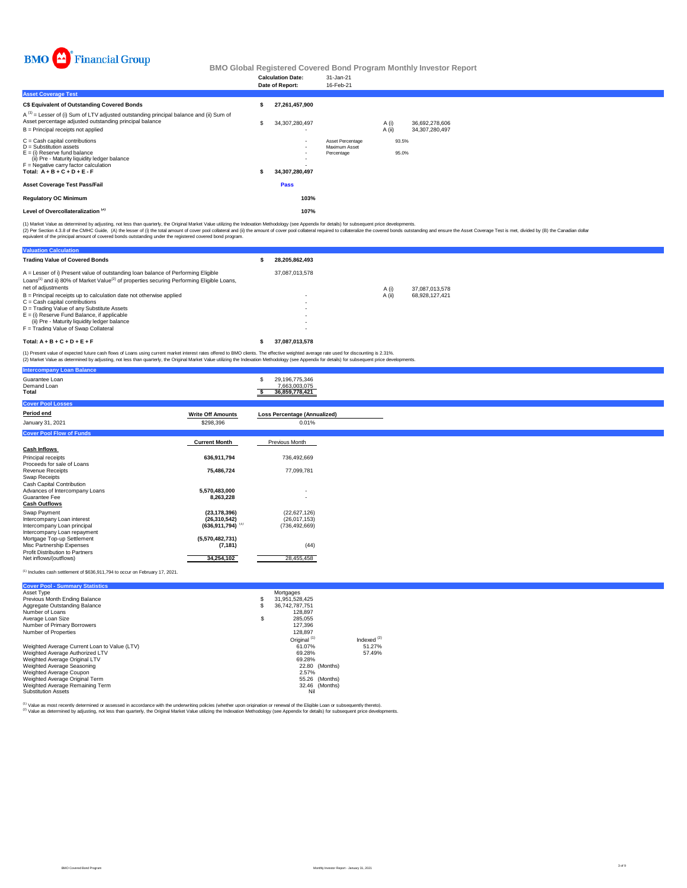BMO Financial Group

# BMO Global Registered Covered Bond Program Monthly Investor Report

| | |
|---|---|
| **Calculation Date:** | 31-Jan-21 |
| **Date of Report:** | 16-Feb-21 |

## Asset Coverage Test

| | | | | |
|---|---|---|---|---|
| **C$ Equivalent of Outstanding Covered Bonds** | **$ 27,261,457,900** | | | |
| A [1] = Lesser of (i) Sum of LTV adjusted outstanding principal balance and (ii) Sum of Asset percentage adjusted outstanding principal balance | $ 34,307,280,497 | | A (i) | 36,692,278,606 |
| B = Principal receipts not applied | - | | A (ii) | 34,307,280,497 |
| C = Cash capital contributions | - | Asset Percentage | 93.5% | |
| D = Substitution assets | - | Maximum Asset Percentage | 95.0% | |
| E = (i) Reserve fund balance | - | | | |
| (ii) Pre - Maturity liquidity ledger balance | - | | | |
| F = Negative carry factor calculation | - | | | |
| **Total: A + B + C + D + E - F** | **$ 34,307,280,497** | | | |
| **Asset Coverage Test Pass/Fail** | **Pass** | | | |
| **Regulatory OC Minimum** | **103%** | | | |
| **Level of Overcollateralization [2]** | **107%** | | | |

(1) Market Value as determined by adjusting, not less than quarterly, the Original Market Value utilizing the Indexation Methodology (see Appendix for details) for subsequent price developments.
(2) Per Section 4.3.8 of the CMHC Guide, (A) the lesser of (i) the total amount of cover pool collateral and (ii) the amount of cover pool collateral required to collateralize the covered bonds outstanding and ensure the Asset Coverage Test is met, divided by (B) the Canadian dollar equivalent of the principal amount of covered bonds outstanding under the registered covered bond program.

## Valuation Calculation

| | | | |
|---|---|---|---|
| **Trading Value of Covered Bonds** | **$ 28,205,862,493** | | |
| A = Lesser of i) Present value of outstanding loan balance of Performing Eligible Loans[1] and ii) 80% of Market Value[2] of properties securing Performing Eligible Loans, net of adjustments | 37,087,013,578 | A (i) | 37,087,013,578 |
| B = Principal receipts up to calculation date not otherwise applied | - | A (ii) | 68,928,127,421 |
| C = Cash capital contributions | - | | |
| D = Trading Value of any Substitute Assets | - | | |
| E = (i) Reserve Fund Balance, if applicable | - | | |
| (ii) Pre - Maturity liquidity ledger balance | - | | |
| F = Trading Value of Swap Collateral | - | | |
| **Total: A + B + C + D + E + F** | **$ 37,087,013,578** | | |

(1) Present value of expected future cash flows of Loans using current market interest rates offered to BMO clients. The effective weighted average rate used for discounting is 2.31%.
(2) Market Value as determined by adjusting, not less than quarterly, the Original Market Value utilizing the Indexation Methodology (see Appendix for details) for subsequent price developments.

## Intercompany Loan Balance

| | |
|---|---|
| Guarantee Loan | $ 29,196,775,346 |
| Demand Loan | 7,663,003,075 |
| **Total** | **$ 36,859,778,421** |

## Cover Pool Losses

| **Period end** | **Write Off Amounts** | **Loss Percentage (Annualized)** |
|---|---|---|
| January 31, 2021 | $298,396 | 0.01% |

## Cover Pool Flow of Funds

| | **Current Month** | Previous Month |
|---|---|---|
| **Cash Inflows** | | |
| Principal receipts | **636,911,794** | 736,492,669 |
| Proceeds for sale of Loans | | |
| Revenue Receipts | **75,486,724** | 77,099,781 |
| Swap Receipts | | |
| Cash Capital Contribution | | |
| Advances of Intercompany Loans | **5,570,483,000** | - |
| Guarantee Fee | **8,263,228** | - |
| **Cash Outflows** | | |
| Swap Payment | **(23,178,396)** | (22,627,126) |
| Intercompany Loan interest | **(26,310,542)** | (26,017,153) |
| Intercompany Loan principal | **(636,911,794)** [1] | (736,492,669) |
| Intercompany Loan repayment | | |
| Mortgage Top-up Settlement | **(5,570,482,731)** | |
| Misc Partnership Expenses | **(7,181)** | (44) |
| Profit Distribution to Partners | | |
| Net inflows/(outflows) | **34,254,102** | 28,455,458 |

[1] Includes cash settlement of $636,911,794 to occur on February 17, 2021.

## Cover Pool - Summary Statistics

| | | |
|---|---|---|
| Asset Type | Mortgages | |
| Previous Month Ending Balance | $ 31,951,528,425 | |
| Aggregate Outstanding Balance | $ 36,742,787,751 | |
| Number of Loans | 128,897 | |
| Average Loan Size | $ 285,055 | |
| Number of Primary Borrowers | 127,396 | |
| Number of Properties | 128,897 | |
| | Original [1] | Indexed [2] |
| Weighted Average Current Loan to Value (LTV) | 61.07% | 51.27% |
| Weighted Average Authorized LTV | 69.28% | 57.49% |
| Weighted Average Original LTV | 69.28% | |
| Weighted Average Seasoning | 22.80 (Months) | |
| Weighted Average Coupon | 2.57% | |
| Weighted Average Original Term | 55.26 (Months) | |
| Weighted Average Remaining Term | 32.46 (Months) | |
| Substitution Assets | Nil | |

[1] Value as most recently determined or assessed in accordance with the underwriting policies (whether upon origination or renewal of the Eligible Loan or subsequently thereto).
[2] Value as determined by adjusting, not less than quarterly, the Original Market Value utilizing the Indexation Methodology (see Appendix for details) for subsequent price developments.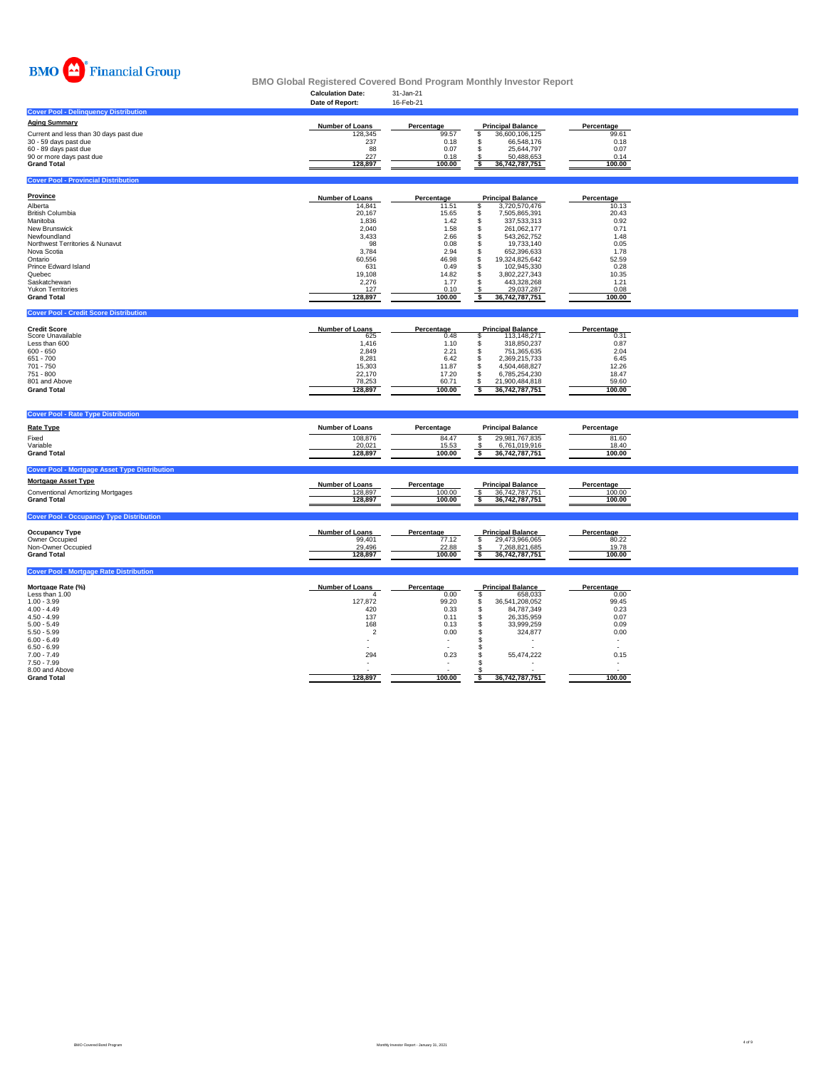BMO Financial Group

# BMO Global Registered Covered Bond Program Monthly Investor Report

**Calculation Date:** 31-Jan-21
**Date of Report:** 16-Feb-21

## Cover Pool - Delinquency Distribution

| Aging Summary | Number of Loans | Percentage | Principal Balance | Percentage |
|---|---|---|---|---|
| Current and less than 30 days past due | 128,345 | 99.57 | $ 36,600,106,125 | 99.61 |
| 30 - 59 days past due | 237 | 0.18 | $ 66,548,176 | 0.18 |
| 60 - 89 days past due | 88 | 0.07 | $ 25,644,797 | 0.07 |
| 90 or more days past due | 227 | 0.18 | $ 50,488,653 | 0.14 |
| **Grand Total** | **128,897** | **100.00** | **$ 36,742,787,751** | **100.00** |

## Cover Pool - Provincial Distribution

| Province | Number of Loans | Percentage | Principal Balance | Percentage |
|---|---|---|---|---|
| Alberta | 14,841 | 11.51 | $ 3,720,570,476 | 10.13 |
| British Columbia | 20,167 | 15.65 | $ 7,505,865,391 | 20.43 |
| Manitoba | 1,836 | 1.42 | $ 337,533,313 | 0.92 |
| New Brunswick | 2,040 | 1.58 | $ 261,062,177 | 0.71 |
| Newfoundland | 3,433 | 2.66 | $ 543,262,752 | 1.48 |
| Northwest Territories & Nunavut | 98 | 0.08 | $ 19,733,140 | 0.05 |
| Nova Scotia | 3,784 | 2.94 | $ 652,396,633 | 1.78 |
| Ontario | 60,556 | 46.98 | $ 19,324,825,642 | 52.59 |
| Prince Edward Island | 631 | 0.49 | $ 102,945,330 | 0.28 |
| Quebec | 19,108 | 14.82 | $ 3,802,227,343 | 10.35 |
| Saskatchewan | 2,276 | 1.77 | $ 443,328,268 | 1.21 |
| Yukon Territories | 127 | 0.10 | $ 29,037,287 | 0.08 |
| **Grand Total** | **128,897** | **100.00** | **$ 36,742,787,751** | **100.00** |

## Cover Pool - Credit Score Distribution

| Credit Score | Number of Loans | Percentage | Principal Balance | Percentage |
|---|---|---|---|---|
| Score Unavailable | 625 | 0.48 | $ 113,148,271 | 0.31 |
| Less than 600 | 1,416 | 1.10 | $ 318,850,237 | 0.87 |
| 600 - 650 | 2,849 | 2.21 | $ 751,365,635 | 2.04 |
| 651 - 700 | 8,281 | 6.42 | $ 2,369,215,733 | 6.45 |
| 701 - 750 | 15,303 | 11.87 | $ 4,504,468,827 | 12.26 |
| 751 - 800 | 22,170 | 17.20 | $ 6,785,254,230 | 18.47 |
| 801 and Above | 78,253 | 60.71 | $ 21,900,484,818 | 59.60 |
| **Grand Total** | **128,897** | **100.00** | **$ 36,742,787,751** | **100.00** |

## Cover Pool - Rate Type Distribution

| Rate Type | Number of Loans | Percentage | Principal Balance | Percentage |
|---|---|---|---|---|
| Fixed | 108,876 | 84.47 | $ 29,981,767,835 | 81.60 |
| Variable | 20,021 | 15.53 | $ 6,761,019,916 | 18.40 |
| **Grand Total** | **128,897** | **100.00** | **$ 36,742,787,751** | **100.00** |

## Cover Pool - Mortgage Asset Type Distribution

| Mortgage Asset Type | Number of Loans | Percentage | Principal Balance | Percentage |
|---|---|---|---|---|
| Conventional Amortizing Mortgages | 128,897 | 100.00 | $ 36,742,787,751 | 100.00 |
| **Grand Total** | **128,897** | **100.00** | **$ 36,742,787,751** | **100.00** |

## Cover Pool - Occupancy Type Distribution

| Occupancy Type | Number of Loans | Percentage | Principal Balance | Percentage |
|---|---|---|---|---|
| Owner Occupied | 99,401 | 77.12 | $ 29,473,966,065 | 80.22 |
| Non-Owner Occupied | 29,496 | 22.88 | $ 7,268,821,685 | 19.78 |
| **Grand Total** | **128,897** | **100.00** | **$ 36,742,787,751** | **100.00** |

## Cover Pool - Mortgage Rate Distribution

| Mortgage Rate (%) | Number of Loans | Percentage | Principal Balance | Percentage |
|---|---|---|---|---|
| Less than 1.00 | 4 | 0.00 | $ 658,033 | 0.00 |
| 1.00 - 3.99 | 127,872 | 99.20 | $ 36,541,208,052 | 99.45 |
| 4.00 - 4.49 | 420 | 0.33 | $ 84,787,349 | 0.23 |
| 4.50 - 4.99 | 137 | 0.11 | $ 26,335,959 | 0.07 |
| 5.00 - 5.49 | 168 | 0.13 | $ 33,999,259 | 0.09 |
| 5.50 - 5.99 | 2 | 0.00 | $ 324,877 | 0.00 |
| 6.00 - 6.49 | - | - | $ - | - |
| 6.50 - 6.99 | - | - | $ - | - |
| 7.00 - 7.49 | 294 | 0.23 | $ 55,474,222 | 0.15 |
| 7.50 - 7.99 | - | - | $ - | - |
| 8.00 and Above | - | - | $ - | - |
| **Grand Total** | **128,897** | **100.00** | **$ 36,742,787,751** | **100.00** |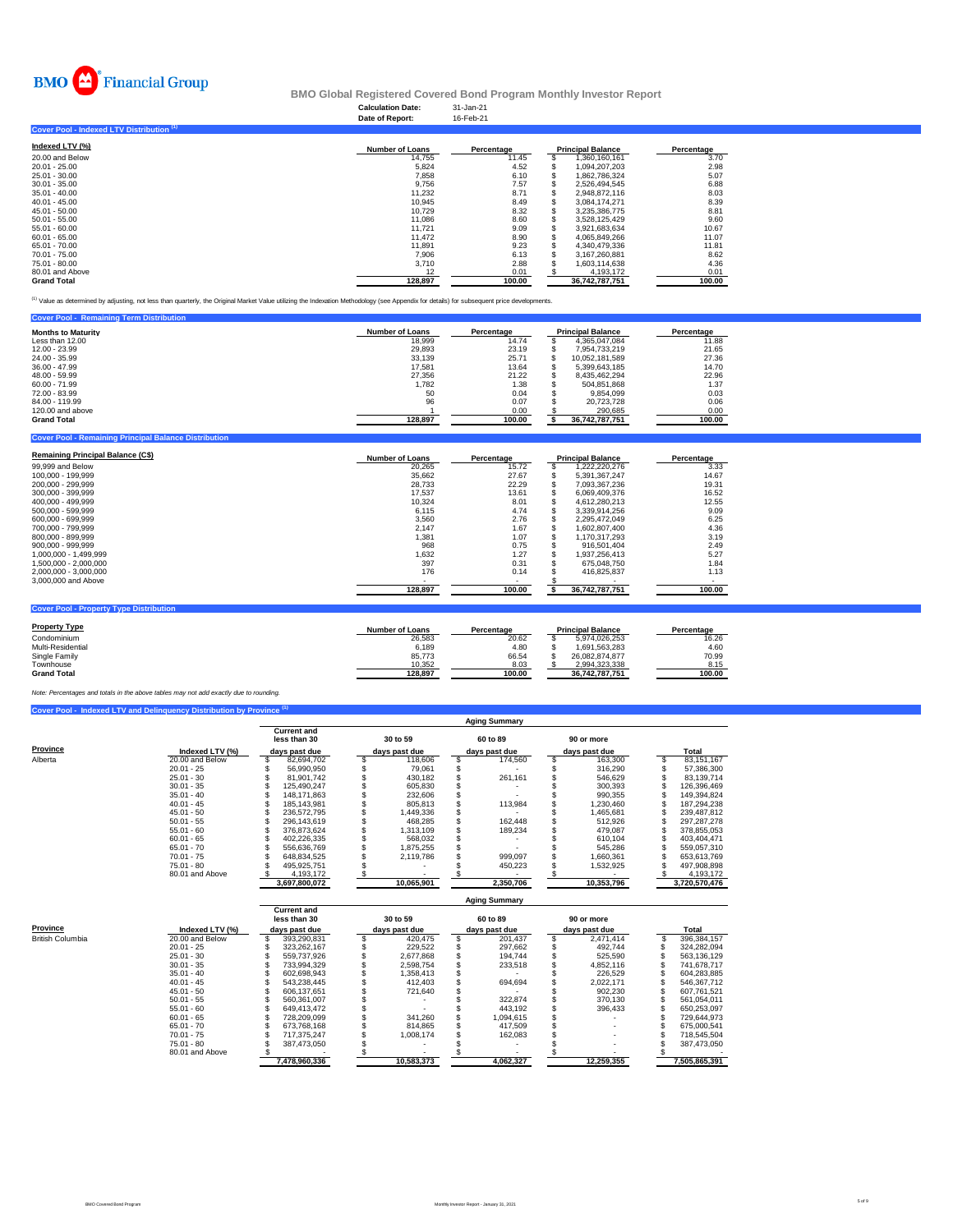BMO Financial Group

# BMO Global Registered Covered Bond Program Monthly Investor Report

**Calculation Date:** 31-Jan-21
**Date of Report:** 16-Feb-21

## Cover Pool - Indexed LTV Distribution [1]

| Indexed LTV (%) | Number of Loans | Percentage | Principal Balance | Percentage |
|---|---|---|---|---|
| 20.00 and Below | 14,755 | 11.45 | $ 1,360,160,161 | 3.70 |
| 20.01 - 25.00 | 5,824 | 4.52 | $ 1,094,207,203 | 2.98 |
| 25.01 - 30.00 | 7,858 | 6.10 | $ 1,862,786,324 | 5.07 |
| 30.01 - 35.00 | 9,756 | 7.57 | $ 2,526,494,545 | 6.88 |
| 35.01 - 40.00 | 11,232 | 8.71 | $ 2,948,872,116 | 8.03 |
| 40.01 - 45.00 | 10,945 | 8.49 | $ 3,084,174,271 | 8.39 |
| 45.01 - 50.00 | 10,729 | 8.32 | $ 3,235,386,775 | 8.81 |
| 50.01 - 55.00 | 11,086 | 8.60 | $ 3,528,125,429 | 9.60 |
| 55.01 - 60.00 | 11,721 | 9.09 | $ 3,921,683,634 | 10.67 |
| 60.01 - 65.00 | 11,472 | 8.90 | $ 4,065,849,266 | 11.07 |
| 65.01 - 70.00 | 11,891 | 9.23 | $ 4,340,479,336 | 11.81 |
| 70.01 - 75.00 | 7,906 | 6.13 | $ 3,167,260,881 | 8.62 |
| 75.01 - 80.00 | 3,710 | 2.88 | $ 1,603,114,638 | 4.36 |
| 80.01 and Above | 12 | 0.01 | $ 4,193,172 | 0.01 |
| **Grand Total** | **128,897** | **100.00** | **36,742,787,751** | **100.00** |

[1] Value as determined by adjusting, not less than quarterly, the Original Market Value utilizing the Indexation Methodology (see Appendix for details) for subsequent price developments.

## Cover Pool - Remaining Term Distribution

| Months to Maturity | Number of Loans | Percentage | Principal Balance | Percentage |
|---|---|---|---|---|
| Less than 12.00 | 18,999 | 14.74 | $ 4,365,047,084 | 11.88 |
| 12.00 - 23.99 | 29,893 | 23.19 | $ 7,954,733,219 | 21.65 |
| 24.00 - 35.99 | 33,139 | 25.71 | $ 10,052,181,589 | 27.36 |
| 36.00 - 47.99 | 17,581 | 13.64 | $ 5,399,643,185 | 14.70 |
| 48.00 - 59.99 | 27,356 | 21.22 | $ 8,435,462,294 | 22.96 |
| 60.00 - 71.99 | 1,782 | 1.38 | $ 504,851,868 | 1.37 |
| 72.00 - 83.99 | 50 | 0.04 | $ 9,854,099 | 0.03 |
| 84.00 - 119.99 | 96 | 0.07 | $ 20,723,728 | 0.06 |
| 120.00 and above | 1 | 0.00 | $ 290,685 | 0.00 |
| **Grand Total** | **128,897** | **100.00** | **$ 36,742,787,751** | **100.00** |

## Cover Pool - Remaining Principal Balance Distribution

| Remaining Principal Balance (C$) | Number of Loans | Percentage | Principal Balance | Percentage |
|---|---|---|---|---|
| 99,999 and Below | 20,265 | 15.72 | $ 1,222,220,276 | 3.33 |
| 100,000 - 199,999 | 35,662 | 27.67 | $ 5,391,367,247 | 14.67 |
| 200,000 - 299,999 | 28,733 | 22.29 | $ 7,093,367,236 | 19.31 |
| 300,000 - 399,999 | 17,537 | 13.61 | $ 6,069,409,376 | 16.52 |
| 400,000 - 499,999 | 10,324 | 8.01 | $ 4,612,280,213 | 12.55 |
| 500,000 - 599,999 | 6,115 | 4.74 | $ 3,339,914,256 | 9.09 |
| 600,000 - 699,999 | 3,560 | 2.76 | $ 2,295,472,049 | 6.25 |
| 700,000 - 799,999 | 2,147 | 1.67 | $ 1,602,807,400 | 4.36 |
| 800,000 - 899,999 | 1,381 | 1.07 | $ 1,170,317,293 | 3.19 |
| 900,000 - 999,999 | 968 | 0.75 | $ 916,501,404 | 2.49 |
| 1,000,000 - 1,499,999 | 1,632 | 1.27 | $ 1,937,256,413 | 5.27 |
| 1,500,000 - 2,000,000 | 397 | 0.31 | $ 675,048,750 | 1.84 |
| 2,000,000 - 3,000,000 | 176 | 0.14 | $ 416,825,837 | 1.13 |
| 3,000,000 and Above | - | - | $ - | - |
| | **128,897** | **100.00** | **$ 36,742,787,751** | **100.00** |

## Cover Pool - Property Type Distribution

| Property Type | Number of Loans | Percentage | Principal Balance | Percentage |
|---|---|---|---|---|
| Condominium | 26,583 | 20.62 | $ 5,974,026,253 | 16.26 |
| Multi-Residential | 6,189 | 4.80 | $ 1,691,563,283 | 4.60 |
| Single Family | 85,773 | 66.54 | $ 26,082,874,877 | 70.99 |
| Townhouse | 10,352 | 8.03 | $ 2,994,323,338 | 8.15 |
| **Grand Total** | **128,897** | **100.00** | **36,742,787,751** | **100.00** |

*Note: Percentages and totals in the above tables may not add exactly due to rounding.*

## Cover Pool - Indexed LTV and Delinquency Distribution by Province [1]

| Province | Indexed LTV (%) | Current and less than 30 days past due | 30 to 59 days past due | 60 to 89 days past due | 90 or more days past due | Total |
|---|---|---|---|---|---|---|
| Alberta | 20.00 and Below | $ 82,694,702 | $ 118,606 | $ 174,560 | $ 163,300 | $ 83,151,167 |
| | 20.01 - 25 | $ 56,990,950 | $ 79,061 | $ - | $ 316,290 | $ 57,386,300 |
| | 25.01 - 30 | $ 81,901,742 | $ 430,182 | $ 261,161 | $ 546,629 | $ 83,139,714 |
| | 30.01 - 35 | $ 125,490,247 | $ 605,830 | $ - | $ 300,393 | $ 126,396,469 |
| | 35.01 - 40 | $ 148,171,863 | $ 232,606 | $ - | $ 990,355 | $ 149,394,824 |
| | 40.01 - 45 | $ 185,143,981 | $ 805,813 | $ 113,984 | $ 1,230,460 | $ 187,294,238 |
| | 45.01 - 50 | $ 236,572,795 | $ 1,449,336 | $ - | $ 1,465,681 | $ 239,487,812 |
| | 50.01 - 55 | $ 296,143,619 | $ 468,285 | $ 162,448 | $ 512,926 | $ 297,287,278 |
| | 55.01 - 60 | $ 376,873,624 | $ 1,313,109 | $ 189,234 | $ 479,087 | $ 378,855,053 |
| | 60.01 - 65 | $ 402,226,335 | $ 568,032 | $ - | $ 610,104 | $ 403,404,471 |
| | 65.01 - 70 | $ 556,636,769 | $ 1,875,255 | $ - | $ 545,286 | $ 559,057,310 |
| | 70.01 - 75 | $ 648,834,525 | $ 2,119,786 | $ 999,097 | $ 1,660,361 | $ 653,613,769 |
| | 75.01 - 80 | $ 495,925,751 | $ - | $ 450,223 | $ 1,532,925 | $ 497,908,898 |
| | 80.01 and Above | $ 4,193,172 | $ - | $ - | $ - | $ 4,193,172 |
| | | **3,697,800,072** | **10,065,901** | **2,350,706** | **10,353,796** | **3,720,570,476** |

| Province | Indexed LTV (%) | Current and less than 30 days past due | 30 to 59 days past due | 60 to 89 days past due | 90 or more days past due | Total |
|---|---|---|---|---|---|---|
| British Columbia | 20.00 and Below | $ 393,290,831 | $ 420,475 | $ 201,437 | $ 2,471,414 | $ 396,384,157 |
| | 20.01 - 25 | $ 323,262,167 | $ 229,522 | $ 297,662 | $ 492,744 | $ 324,282,094 |
| | 25.01 - 30 | $ 559,737,926 | $ 2,677,868 | $ 194,744 | $ 525,590 | $ 563,136,129 |
| | 30.01 - 35 | $ 733,994,329 | $ 2,598,754 | $ 233,518 | $ 4,852,116 | $ 741,678,717 |
| | 35.01 - 40 | $ 602,698,943 | $ 1,358,413 | $ - | $ 226,529 | $ 604,283,885 |
| | 40.01 - 45 | $ 543,238,445 | $ 412,403 | $ 694,694 | $ 2,022,171 | $ 546,367,712 |
| | 45.01 - 50 | $ 606,137,651 | $ 721,640 | $ - | $ 902,230 | $ 607,761,521 |
| | 50.01 - 55 | $ 560,361,007 | $ - | $ 322,874 | $ 370,130 | $ 561,054,011 |
| | 55.01 - 60 | $ 649,413,472 | $ - | $ 443,192 | $ 396,433 | $ 650,253,097 |
| | 60.01 - 65 | $ 728,209,099 | $ 341,260 | $ 1,094,615 | $ - | $ 729,644,973 |
| | 65.01 - 70 | $ 673,768,168 | $ 814,865 | $ 417,509 | $ - | $ 675,000,541 |
| | 70.01 - 75 | $ 717,375,247 | $ 1,008,174 | $ 162,083 | $ - | $ 718,545,504 |
| | 75.01 - 80 | $ 387,473,050 | $ - | $ - | $ - | $ 387,473,050 |
| | 80.01 and Above | $ - | $ - | $ - | $ - | $ - |
| | | **7,478,960,336** | **10,583,373** | **4,062,327** | **12,259,355** | **7,505,865,391** |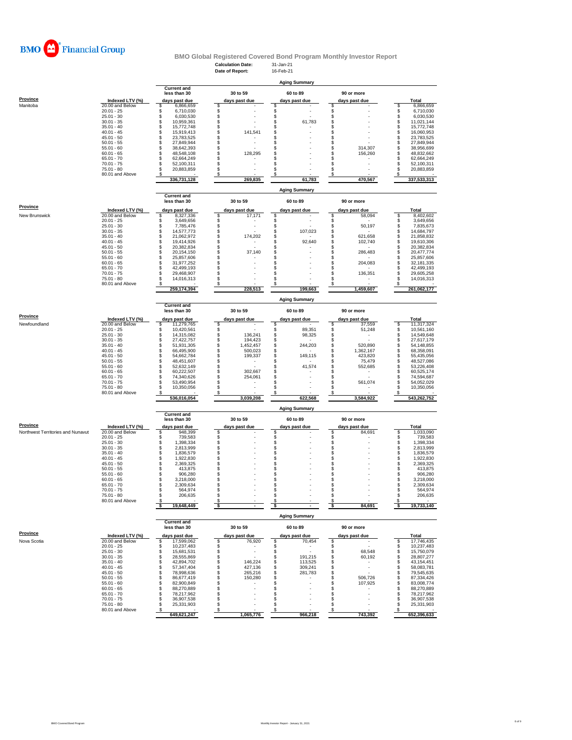BMO Financial Group

## BMO Global Registered Covered Bond Program Monthly Investor Report

**Calculation Date:** 31-Jan-21
**Date of Report:** 16-Feb-21

### Aging Summary

| Province | Indexed LTV (%) | Current and less than 30 days past due | 30 to 59 days past due | 60 to 89 days past due | 90 or more days past due | Total |
|---|---|---|---|---|---|---|
| Manitoba | 20.00 and Below | $ 6,866,659 | $ - | $ - | $ - | $ 6,866,659 |
| | 20.01 - 25 | $ 6,710,030 | $ - | $ - | $ - | $ 6,710,030 |
| | 25.01 - 30 | $ 6,030,530 | $ - | $ - | $ - | $ 6,030,530 |
| | 30.01 - 35 | $ 10,959,361 | $ - | $ 61,783 | $ - | $ 11,021,144 |
| | 35.01 - 40 | $ 15,772,748 | $ - | $ - | $ - | $ 15,772,748 |
| | 40.01 - 45 | $ 15,919,413 | $ 141,541 | $ - | $ - | $ 16,060,953 |
| | 45.01 - 50 | $ 23,783,525 | $ - | $ - | $ - | $ 23,783,525 |
| | 50.01 - 55 | $ 27,849,944 | $ - | $ - | $ - | $ 27,849,944 |
| | 55.01 - 60 | $ 38,642,393 | $ - | $ - | $ 314,307 | $ 38,956,699 |
| | 60.01 - 65 | $ 48,548,108 | $ 128,295 | $ - | $ 156,260 | $ 48,832,662 |
| | 65.01 - 70 | $ 62,664,249 | $ - | $ - | $ - | $ 62,664,249 |
| | 70.01 - 75 | $ 52,100,311 | $ - | $ - | $ - | $ 52,100,311 |
| | 75.01 - 80 | $ 20,883,859 | $ - | $ - | $ - | $ 20,883,859 |
| | 80.01 and Above | $ - | $ - | $ - | $ - | $ - |
| | | 336,731,128 | 269,835 | 61,783 | 470,567 | 337,533,313 |

### Aging Summary

| Province | Indexed LTV (%) | Current and less than 30 days past due | 30 to 59 days past due | 60 to 89 days past due | 90 or more days past due | Total |
|---|---|---|---|---|---|---|
| New Brunswick | 20.00 and Below | $ 8,327,336 | $ 17,171 | $ - | $ 58,094 | $ 8,402,602 |
| | 20.01 - 25 | $ 3,649,656 | $ - | $ - | $ - | $ 3,649,656 |
| | 25.01 - 30 | $ 7,785,476 | $ - | $ - | $ 50,197 | $ 7,835,673 |
| | 30.01 - 35 | $ 14,577,773 | $ - | $ 107,023 | $ - | $ 14,684,797 |
| | 35.01 - 40 | $ 21,062,972 | $ 174,202 | $ - | $ 621,658 | $ 21,858,832 |
| | 40.01 - 45 | $ 19,414,926 | $ - | $ 92,640 | $ 102,740 | $ 19,610,306 |
| | 45.01 - 50 | $ 20,382,834 | $ - | $ - | $ - | $ 20,382,834 |
| | 50.01 - 55 | $ 20,154,150 | $ 37,140 | $ - | $ 286,483 | $ 20,477,774 |
| | 55.01 - 60 | $ 25,857,606 | $ - | $ - | $ - | $ 25,857,606 |
| | 60.01 - 65 | $ 31,977,252 | $ - | $ - | $ 204,083 | $ 32,181,335 |
| | 65.01 - 70 | $ 42,499,193 | $ - | $ - | $ - | $ 42,499,193 |
| | 70.01 - 75 | $ 29,468,907 | $ - | $ - | $ 136,351 | $ 29,605,258 |
| | 75.01 - 80 | $ 14,016,313 | $ - | $ - | $ - | $ 14,016,313 |
| | 80.01 and Above | $ - | $ - | $ - | $ - | $ - |
| | | 259,174,394 | 228,513 | 199,663 | 1,459,607 | 261,062,177 |

### Aging Summary

| Province | Indexed LTV (%) | Current and less than 30 days past due | 30 to 59 days past due | 60 to 89 days past due | 90 or more days past due | Total |
|---|---|---|---|---|---|---|
| Newfoundland | 20.00 and Below | $ 11,279,765 | $ - | $ - | $ 37,559 | $ 11,317,324 |
| | 20.01 - 25 | $ 10,420,561 | $ - | $ 89,351 | $ 51,248 | $ 10,561,160 |
| | 25.01 - 30 | $ 14,315,082 | $ 136,241 | $ 98,325 | $ - | $ 14,549,648 |
| | 30.01 - 35 | $ 27,422,757 | $ 194,423 | $ - | $ - | $ 27,617,179 |
| | 35.01 - 40 | $ 51,931,305 | $ 1,452,457 | $ 244,203 | $ 520,890 | $ 54,148,855 |
| | 40.01 - 45 | $ 66,495,900 | $ 500,023 | $ - | $ 1,362,167 | $ 68,358,091 |
| | 45.01 - 50 | $ 54,662,784 | $ 199,337 | $ 149,115 | $ 423,820 | $ 55,435,056 |
| | 50.01 - 55 | $ 48,451,607 | $ - | $ - | $ 75,479 | $ 48,527,086 |
| | 55.01 - 60 | $ 52,632,149 | $ - | $ 41,574 | $ 552,685 | $ 53,226,408 |
| | 60.01 - 65 | $ 60,222,507 | $ 302,667 | $ - | $ - | $ 60,525,174 |
| | 65.01 - 70 | $ 74,340,626 | $ 254,061 | $ - | $ - | $ 74,594,687 |
| | 70.01 - 75 | $ 53,490,954 | $ - | $ - | $ 561,074 | $ 54,052,029 |
| | 75.01 - 80 | $ 10,350,056 | $ - | $ - | $ - | $ 10,350,056 |
| | 80.01 and Above | $ - | $ - | $ - | $ - | $ - |
| | | 536,016,054 | 3,039,208 | 622,568 | 3,584,922 | 543,262,752 |

### Aging Summary

| Province | Indexed LTV (%) | Current and less than 30 days past due | 30 to 59 days past due | 60 to 89 days past due | 90 or more days past due | Total |
|---|---|---|---|---|---|---|
| Northwest Territories and Nunavut | 20.00 and Below | $ 948,399 | $ - | $ - | $ 84,691 | $ 1,033,090 |
| | 20.01 - 25 | $ 739,583 | $ - | $ - | $ - | $ 739,583 |
| | 25.01 - 30 | $ 1,398,334 | $ - | $ - | $ - | $ 1,398,334 |
| | 30.01 - 35 | $ 2,813,999 | $ - | $ - | $ - | $ 2,813,999 |
| | 35.01 - 40 | $ 1,836,579 | $ - | $ - | $ - | $ 1,836,579 |
| | 40.01 - 45 | $ 1,922,830 | $ - | $ - | $ - | $ 1,922,830 |
| | 45.01 - 50 | $ 2,369,325 | $ - | $ - | $ - | $ 2,369,325 |
| | 50.01 - 55 | $ 413,875 | $ - | $ - | $ - | $ 413,875 |
| | 55.01 - 60 | $ 906,280 | $ - | $ - | $ - | $ 906,280 |
| | 60.01 - 65 | $ 3,218,000 | $ - | $ - | $ - | $ 3,218,000 |
| | 65.01 - 70 | $ 2,309,634 | $ - | $ - | $ - | $ 2,309,634 |
| | 70.01 - 75 | $ 564,974 | $ - | $ - | $ - | $ 564,974 |
| | 75.01 - 80 | $ 206,635 | $ - | $ - | $ - | $ 206,635 |
| | 80.01 and Above | $ - | $ - | $ - | $ - | $ - |
| | | $ 19,648,449 | $ - | $ - | $ 84,691 | $ 19,733,140 |

### Aging Summary

| Province | Indexed LTV (%) | Current and less than 30 days past due | 30 to 59 days past due | 60 to 89 days past due | 90 or more days past due | Total |
|---|---|---|---|---|---|---|
| Nova Scotia | 20.00 and Below | $ 17,599,062 | $ 76,920 | $ 70,454 | $ - | $ 17,746,435 |
| | 20.01 - 25 | $ 10,237,483 | $ - | $ - | $ - | $ 10,237,483 |
| | 25.01 - 30 | $ 15,681,531 | $ - | $ - | $ 68,548 | $ 15,750,079 |
| | 30.01 - 35 | $ 28,555,869 | $ - | $ 191,215 | $ 60,192 | $ 28,807,277 |
| | 35.01 - 40 | $ 42,894,702 | $ 146,224 | $ 113,525 | $ - | $ 43,154,451 |
| | 40.01 - 45 | $ 57,347,404 | $ 427,136 | $ 309,241 | $ - | $ 58,083,781 |
| | 45.01 - 50 | $ 78,998,636 | $ 265,216 | $ 281,783 | $ - | $ 79,545,635 |
| | 50.01 - 55 | $ 86,677,419 | $ 150,280 | $ - | $ 506,726 | $ 87,334,426 |
| | 55.01 - 60 | $ 82,900,849 | $ - | $ - | $ 107,925 | $ 83,008,774 |
| | 60.01 - 65 | $ 88,270,889 | $ - | $ - | $ - | $ 88,270,889 |
| | 65.01 - 70 | $ 78,217,962 | $ - | $ - | $ - | $ 78,217,962 |
| | 70.01 - 75 | $ 36,907,538 | $ - | $ - | $ - | $ 36,907,538 |
| | 75.01 - 80 | $ 25,331,903 | $ - | $ - | $ - | $ 25,331,903 |
| | 80.01 and Above | $ - | $ - | $ - | $ - | $ - |
| | | 649,621,247 | 1,065,776 | 966,218 | 743,392 | 652,396,633 |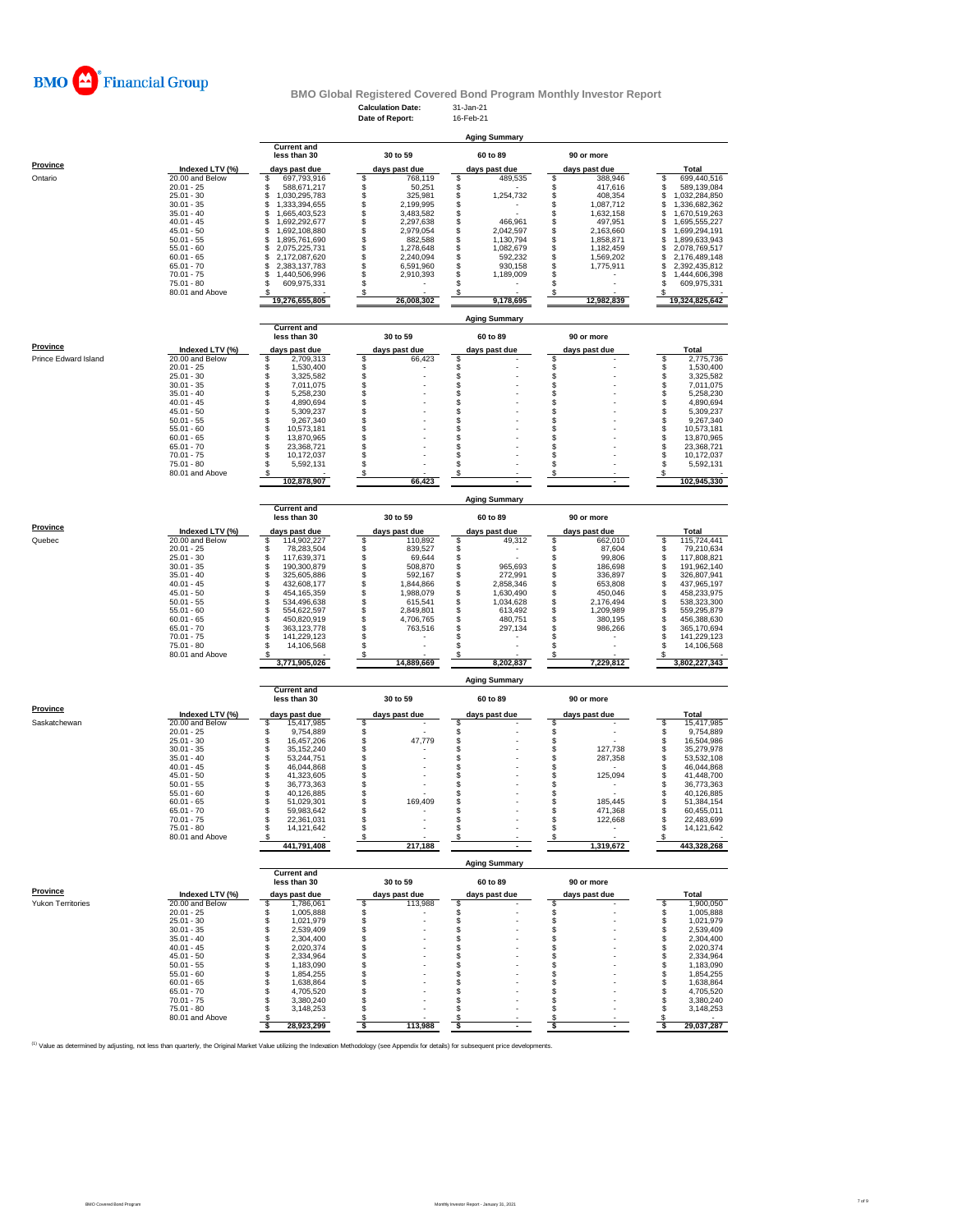**BMO Financial Group**

## BMO Global Registered Covered Bond Program Monthly Investor Report

**Calculation Date:** 31-Jan-21
**Date of Report:** 16-Feb-21

### Aging Summary

| Province | Indexed LTV (%) | Current and less than 30 days past due | 30 to 59 days past due | 60 to 89 days past due | 90 or more days past due | Total |
|---|---|---|---|---|---|---|
| Ontario | 20.00 and Below | $ 697,793,916 | $ 768,119 | $ 489,535 | $ 388,946 | $ 699,440,516 |
| | 20.01 - 25 | $ 588,671,217 | $ 50,251 | $ - | $ 417,616 | $ 589,139,084 |
| | 25.01 - 30 | $ 1,030,295,783 | $ 325,981 | $ 1,254,732 | $ 408,354 | $ 1,032,284,850 |
| | 30.01 - 35 | $ 1,333,394,655 | $ 2,199,995 | $ - | $ 1,087,712 | $ 1,336,682,362 |
| | 35.01 - 40 | $ 1,665,403,523 | $ 3,483,582 | $ - | $ 1,632,158 | $ 1,670,519,263 |
| | 40.01 - 45 | $ 1,692,292,677 | $ 2,297,638 | $ 466,961 | $ 497,951 | $ 1,695,555,227 |
| | 45.01 - 50 | $ 1,692,108,880 | $ 2,979,054 | $ 2,042,597 | $ 2,163,660 | $ 1,699,294,191 |
| | 50.01 - 55 | $ 1,895,761,690 | $ 882,588 | $ 1,130,794 | $ 1,858,871 | $ 1,899,633,943 |
| | 55.01 - 60 | $ 2,075,225,731 | $ 1,278,648 | $ 1,082,679 | $ 1,182,459 | $ 2,078,769,517 |
| | 60.01 - 65 | $ 2,172,087,620 | $ 2,240,094 | $ 592,232 | $ 1,569,202 | $ 2,176,489,148 |
| | 65.01 - 70 | $ 2,383,137,783 | $ 6,591,960 | $ 930,158 | $ 1,775,911 | $ 2,392,435,812 |
| | 70.01 - 75 | $ 1,440,506,996 | $ 2,910,393 | $ 1,189,009 | $ - | $ 1,444,606,398 |
| | 75.01 - 80 | $ 609,975,331 | $ - | $ - | $ - | $ 609,975,331 |
| | 80.01 and Above | $ - | $ - | $ - | $ - | $ - |
| | | 19,276,655,805 | 26,008,302 | 9,178,695 | 12,982,839 | 19,324,825,642 |

### Aging Summary

| Province | Indexed LTV (%) | Current and less than 30 days past due | 30 to 59 days past due | 60 to 89 days past due | 90 or more days past due | Total |
|---|---|---|---|---|---|---|
| Prince Edward Island | 20.00 and Below | $ 2,709,313 | $ 66,423 | $ - | $ - | $ 2,775,736 |
| | 20.01 - 25 | $ 1,530,400 | $ - | $ - | $ - | $ 1,530,400 |
| | 25.01 - 30 | $ 3,325,582 | $ - | $ - | $ - | $ 3,325,582 |
| | 30.01 - 35 | $ 7,011,075 | $ - | $ - | $ - | $ 7,011,075 |
| | 35.01 - 40 | $ 5,258,230 | $ - | $ - | $ - | $ 5,258,230 |
| | 40.01 - 45 | $ 4,890,694 | $ - | $ - | $ - | $ 4,890,694 |
| | 45.01 - 50 | $ 5,309,237 | $ - | $ - | $ - | $ 5,309,237 |
| | 50.01 - 55 | $ 9,267,340 | $ - | $ - | $ - | $ 9,267,340 |
| | 55.01 - 60 | $ 10,573,181 | $ - | $ - | $ - | $ 10,573,181 |
| | 60.01 - 65 | $ 13,870,965 | $ - | $ - | $ - | $ 13,870,965 |
| | 65.01 - 70 | $ 23,368,721 | $ - | $ - | $ - | $ 23,368,721 |
| | 70.01 - 75 | $ 10,172,037 | $ - | $ - | $ - | $ 10,172,037 |
| | 75.01 - 80 | $ 5,592,131 | $ - | $ - | $ - | $ 5,592,131 |
| | 80.01 and Above | $ - | $ - | $ - | $ - | $ - |
| | | 102,878,907 | 66,423 | - | - | 102,945,330 |

### Aging Summary

| Province | Indexed LTV (%) | Current and less than 30 days past due | 30 to 59 days past due | 60 to 89 days past due | 90 or more days past due | Total |
|---|---|---|---|---|---|---|
| Quebec | 20.00 and Below | $ 114,902,227 | $ 110,892 | $ 49,312 | $ 662,010 | $ 115,724,441 |
| | 20.01 - 25 | $ 78,283,504 | $ 839,527 | $ - | $ 87,604 | $ 79,210,634 |
| | 25.01 - 30 | $ 117,639,371 | $ 69,644 | $ - | $ 99,806 | $ 117,808,821 |
| | 30.01 - 35 | $ 190,300,879 | $ 508,870 | $ 965,693 | $ 186,698 | $ 191,962,140 |
| | 35.01 - 40 | $ 325,605,886 | $ 592,167 | $ 272,991 | $ 336,897 | $ 326,807,941 |
| | 40.01 - 45 | $ 432,608,177 | $ 1,844,866 | $ 2,858,346 | $ 653,808 | $ 437,965,197 |
| | 45.01 - 50 | $ 454,165,359 | $ 1,988,079 | $ 1,630,490 | $ 450,046 | $ 458,233,975 |
| | 50.01 - 55 | $ 534,496,638 | $ 615,541 | $ 1,034,628 | $ 2,176,494 | $ 538,323,300 |
| | 55.01 - 60 | $ 554,622,597 | $ 2,849,801 | $ 613,492 | $ 1,209,989 | $ 559,295,879 |
| | 60.01 - 65 | $ 450,820,919 | $ 4,706,765 | $ 480,751 | $ 380,195 | $ 456,388,630 |
| | 65.01 - 70 | $ 363,123,778 | $ 763,516 | $ 297,134 | $ 986,266 | $ 365,170,694 |
| | 70.01 - 75 | $ 141,229,123 | $ - | $ - | $ - | $ 141,229,123 |
| | 75.01 - 80 | $ 14,106,568 | $ - | $ - | $ - | $ 14,106,568 |
| | 80.01 and Above | $ - | $ - | $ - | $ - | $ - |
| | | 3,771,905,026 | 14,889,669 | 8,202,837 | 7,229,812 | 3,802,227,343 |

### Aging Summary

| Province | Indexed LTV (%) | Current and less than 30 days past due | 30 to 59 days past due | 60 to 89 days past due | 90 or more days past due | Total |
|---|---|---|---|---|---|---|
| Saskatchewan | 20.00 and Below | $ 15,417,985 | $ - | $ - | $ - | $ 15,417,985 |
| | 20.01 - 25 | $ 9,754,889 | $ - | $ - | $ - | $ 9,754,889 |
| | 25.01 - 30 | $ 16,457,206 | $ 47,779 | $ - | $ - | $ 16,504,986 |
| | 30.01 - 35 | $ 35,152,240 | $ - | $ - | $ 127,738 | $ 35,279,978 |
| | 35.01 - 40 | $ 53,244,751 | $ - | $ - | $ 287,358 | $ 53,532,108 |
| | 40.01 - 45 | $ 46,044,868 | $ - | $ - | $ - | $ 46,044,868 |
| | 45.01 - 50 | $ 41,323,605 | $ - | $ - | $ 125,094 | $ 41,448,700 |
| | 50.01 - 55 | $ 36,773,363 | $ - | $ - | $ - | $ 36,773,363 |
| | 55.01 - 60 | $ 40,126,885 | $ - | $ - | $ - | $ 40,126,885 |
| | 60.01 - 65 | $ 51,029,301 | $ 169,409 | $ - | $ 185,445 | $ 51,384,154 |
| | 65.01 - 70 | $ 59,983,642 | $ - | $ - | $ 471,368 | $ 60,455,011 |
| | 70.01 - 75 | $ 22,361,031 | $ - | $ - | $ 122,668 | $ 22,483,699 |
| | 75.01 - 80 | $ 14,121,642 | $ - | $ - | $ - | $ 14,121,642 |
| | 80.01 and Above | $ - | $ - | $ - | $ - | $ - |
| | | 441,791,408 | 217,188 | - | 1,319,672 | 443,328,268 |

### Aging Summary

| Province | Indexed LTV (%) | Current and less than 30 days past due | 30 to 59 days past due | 60 to 89 days past due | 90 or more days past due | Total |
|---|---|---|---|---|---|---|
| Yukon Territories | 20.00 and Below | $ 1,786,061 | $ 113,988 | $ - | $ - | $ 1,900,050 |
| | 20.01 - 25 | $ 1,005,888 | $ - | $ - | $ - | $ 1,005,888 |
| | 25.01 - 30 | $ 1,021,979 | $ - | $ - | $ - | $ 1,021,979 |
| | 30.01 - 35 | $ 2,539,409 | $ - | $ - | $ - | $ 2,539,409 |
| | 35.01 - 40 | $ 2,304,400 | $ - | $ - | $ - | $ 2,304,400 |
| | 40.01 - 45 | $ 2,020,374 | $ - | $ - | $ - | $ 2,020,374 |
| | 45.01 - 50 | $ 2,334,964 | $ - | $ - | $ - | $ 2,334,964 |
| | 50.01 - 55 | $ 1,183,090 | $ - | $ - | $ - | $ 1,183,090 |
| | 55.01 - 60 | $ 1,854,255 | $ - | $ - | $ - | $ 1,854,255 |
| | 60.01 - 65 | $ 1,638,864 | $ - | $ - | $ - | $ 1,638,864 |
| | 65.01 - 70 | $ 4,705,520 | $ - | $ - | $ - | $ 4,705,520 |
| | 70.01 - 75 | $ 3,380,240 | $ - | $ - | $ - | $ 3,380,240 |
| | 75.01 - 80 | $ 3,148,253 | $ - | $ - | $ - | $ 3,148,253 |
| | 80.01 and Above | $ - | $ - | $ - | $ - | $ - |
| | | $ 28,923,299 | $ 113,988 | $ - | $ - | $ 29,037,287 |

[1] Value as determined by adjusting, not less than quarterly, the Original Market Value utilizing the Indexation Methodology (see Appendix for details) for subsequent price developments.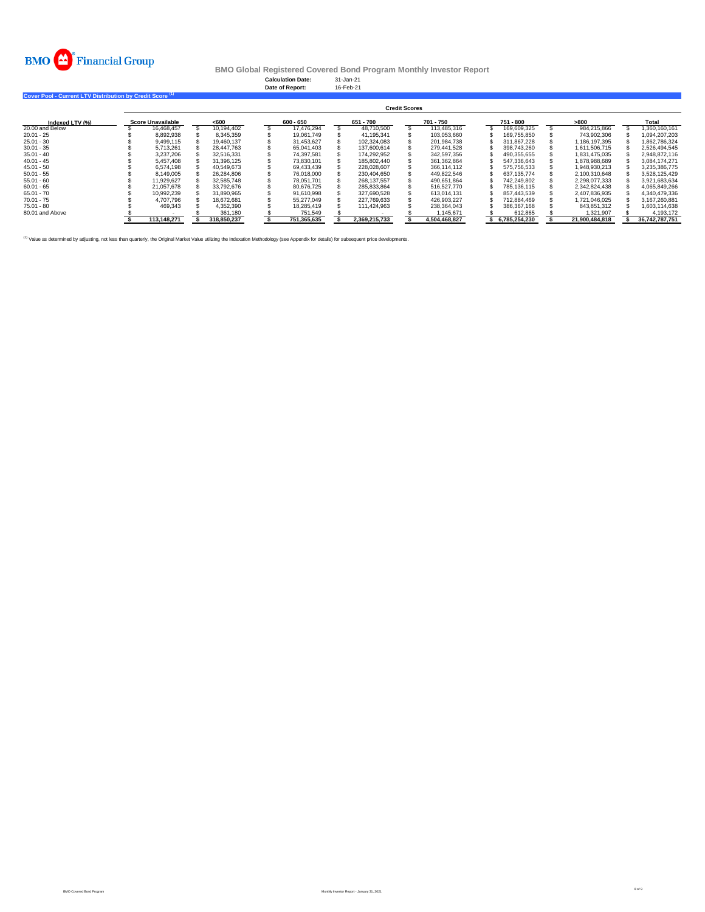BMO Financial Group

## BMO Global Registered Covered Bond Program Monthly Investor Report

**Calculation Date:** 31-Jan-21
**Date of Report:** 16-Feb-21

### Cover Pool - Current LTV Distribution by Credit Score [1]

| Indexed LTV (%) | Credit Scores | | | | | | | |
|---|---|---|---|---|---|---|---|---|
| | Score Unavailable | <600 | 600 - 650 | 651 - 700 | 701 - 750 | 751 - 800 | >800 | Total |
| 20.00 and Below | $ 16,468,457 | $ 10,194,402 | $ 17,476,294 | $ 48,710,500 | $ 113,485,316 | $ 169,609,325 | $ 984,215,866 | $ 1,360,160,161 |
| 20.01 - 25 | $ 8,892,938 | $ 8,345,359 | $ 19,061,749 | $ 41,195,341 | $ 103,053,660 | $ 169,755,850 | $ 743,902,306 | $ 1,094,207,203 |
| 25.01 - 30 | $ 9,499,115 | $ 19,460,137 | $ 31,453,627 | $ 102,324,083 | $ 201,984,738 | $ 311,867,228 | $ 1,186,197,395 | $ 1,862,786,324 |
| 30.01 - 35 | $ 5,713,261 | $ 28,447,763 | $ 65,041,403 | $ 137,600,614 | $ 279,441,528 | $ 398,743,260 | $ 1,611,506,715 | $ 2,526,494,545 |
| 35.01 - 40 | $ 3,237,206 | $ 32,516,331 | $ 74,397,581 | $ 174,292,952 | $ 342,597,356 | $ 490,355,655 | $ 1,831,475,035 | $ 2,948,872,116 |
| 40.01 - 45 | $ 5,457,408 | $ 31,396,125 | $ 73,830,101 | $ 185,802,440 | $ 361,362,864 | $ 547,336,643 | $ 1,878,988,689 | $ 3,084,174,271 |
| 45.01 - 50 | $ 6,574,198 | $ 40,549,673 | $ 69,433,439 | $ 228,028,607 | $ 366,114,112 | $ 575,756,533 | $ 1,948,930,213 | $ 3,235,386,775 |
| 50.01 - 55 | $ 8,149,005 | $ 26,284,806 | $ 76,018,000 | $ 230,404,650 | $ 449,822,546 | $ 637,135,774 | $ 2,100,310,648 | $ 3,528,125,429 |
| 55.01 - 60 | $ 11,929,627 | $ 32,585,748 | $ 78,051,701 | $ 268,137,557 | $ 490,651,864 | $ 742,249,802 | $ 2,298,077,333 | $ 3,921,683,634 |
| 60.01 - 65 | $ 21,057,678 | $ 33,792,676 | $ 80,676,725 | $ 285,833,864 | $ 516,527,770 | $ 785,136,115 | $ 2,342,824,438 | $ 4,065,849,266 |
| 65.01 - 70 | $ 10,992,239 | $ 31,890,965 | $ 91,610,998 | $ 327,690,528 | $ 613,014,131 | $ 857,443,539 | $ 2,407,836,935 | $ 4,340,479,336 |
| 70.01 - 75 | $ 4,707,796 | $ 18,672,681 | $ 55,277,049 | $ 227,769,633 | $ 426,903,227 | $ 712,884,469 | $ 1,721,046,025 | $ 3,167,260,881 |
| 75.01 - 80 | $ 469,343 | $ 4,352,390 | $ 18,285,419 | $ 111,424,963 | $ 238,364,043 | $ 386,367,168 | $ 843,851,312 | $ 1,603,114,638 |
| 80.01 and Above | $ - | $ 361,180 | $ 751,549 | $ - | $ 1,145,671 | $ 612,865 | $ 1,321,907 | $ 4,193,172 |
| | $ 113,148,271 | $ 318,850,237 | $ 751,365,635 | $ 2,369,215,733 | $ 4,504,468,827 | $ 6,785,254,230 | $ 21,900,484,818 | $ 36,742,787,751 |

[1] Value as determined by adjusting, not less than quarterly, the Original Market Value utilizing the Indexation Methodology (see Appendix for details) for subsequent price developments.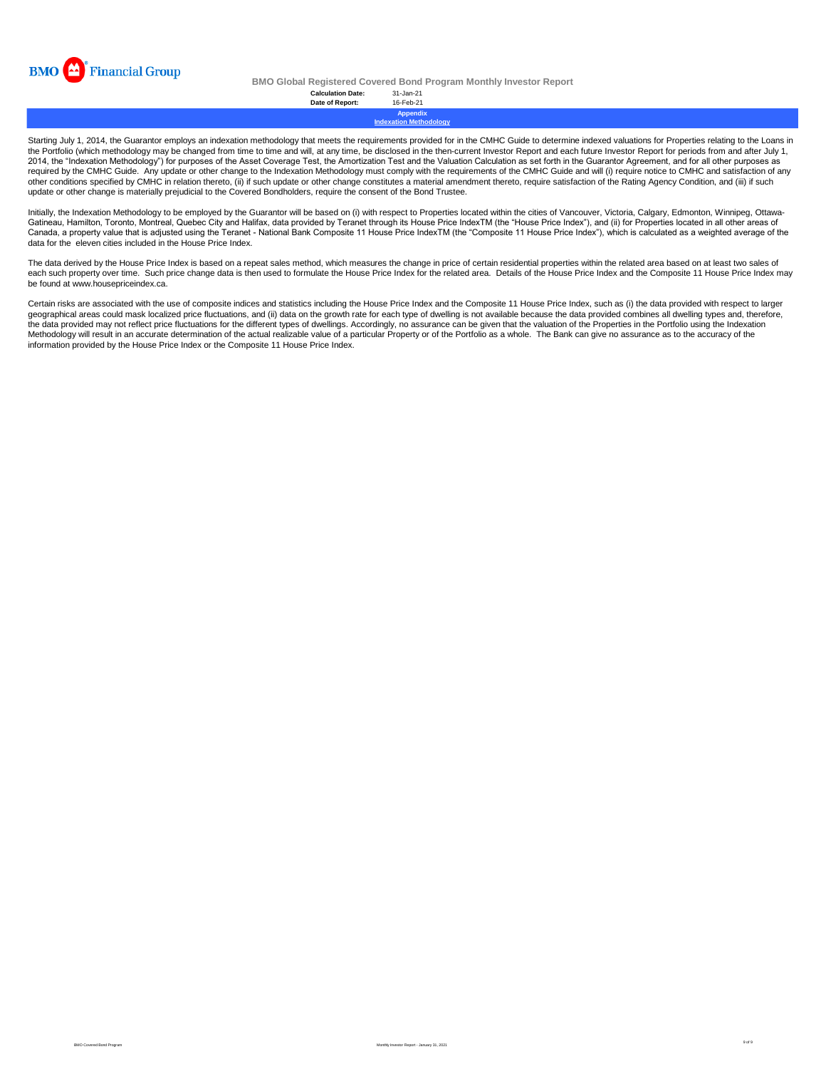BMO Financial Group

BMO Global Registered Covered Bond Program Monthly Investor Report

| | |
|---|---|
| **Calculation Date:** | 31-Jan-21 |
| **Date of Report:** | 16-Feb-21 |

## Appendix

### Indexation Methodology

Starting July 1, 2014, the Guarantor employs an indexation methodology that meets the requirements provided for in the CMHC Guide to determine indexed valuations for Properties relating to the Loans in the Portfolio (which methodology may be changed from time to time and will, at any time, be disclosed in the then-current Investor Report and each future Investor Report for periods from and after July 1, 2014, the "Indexation Methodology") for purposes of the Asset Coverage Test, the Amortization Test and the Valuation Calculation as set forth in the Guarantor Agreement, and for all other purposes as required by the CMHC Guide. Any update or other change to the Indexation Methodology must comply with the requirements of the CMHC Guide and will (i) require notice to CMHC and satisfaction of any other conditions specified by CMHC in relation thereto, (ii) if such update or other change constitutes a material amendment thereto, require satisfaction of the Rating Agency Condition, and (iii) if such update or other change is materially prejudicial to the Covered Bondholders, require the consent of the Bond Trustee.

Initially, the Indexation Methodology to be employed by the Guarantor will be based on (i) with respect to Properties located within the cities of Vancouver, Victoria, Calgary, Edmonton, Winnipeg, Ottawa-Gatineau, Hamilton, Toronto, Montreal, Quebec City and Halifax, data provided by Teranet through its House Price IndexTM (the "House Price Index"), and (ii) for Properties located in all other areas of Canada, a property value that is adjusted using the Teranet - National Bank Composite 11 House Price IndexTM (the "Composite 11 House Price Index"), which is calculated as a weighted average of the data for the eleven cities included in the House Price Index.

The data derived by the House Price Index is based on a repeat sales method, which measures the change in price of certain residential properties within the related area based on at least two sales of each such property over time. Such price change data is then used to formulate the House Price Index for the related area. Details of the House Price Index and the Composite 11 House Price Index may be found at www.housepriceindex.ca.

Certain risks are associated with the use of composite indices and statistics including the House Price Index and the Composite 11 House Price Index, such as (i) the data provided with respect to larger geographical areas could mask localized price fluctuations, and (ii) data on the growth rate for each type of dwelling is not available because the data provided combines all dwelling types and, therefore, the data provided may not reflect price fluctuations for the different types of dwellings. Accordingly, no assurance can be given that the valuation of the Properties in the Portfolio using the Indexation Methodology will result in an accurate determination of the actual realizable value of a particular Property or of the Portfolio as a whole. The Bank can give no assurance as to the accuracy of the information provided by the House Price Index or the Composite 11 House Price Index.